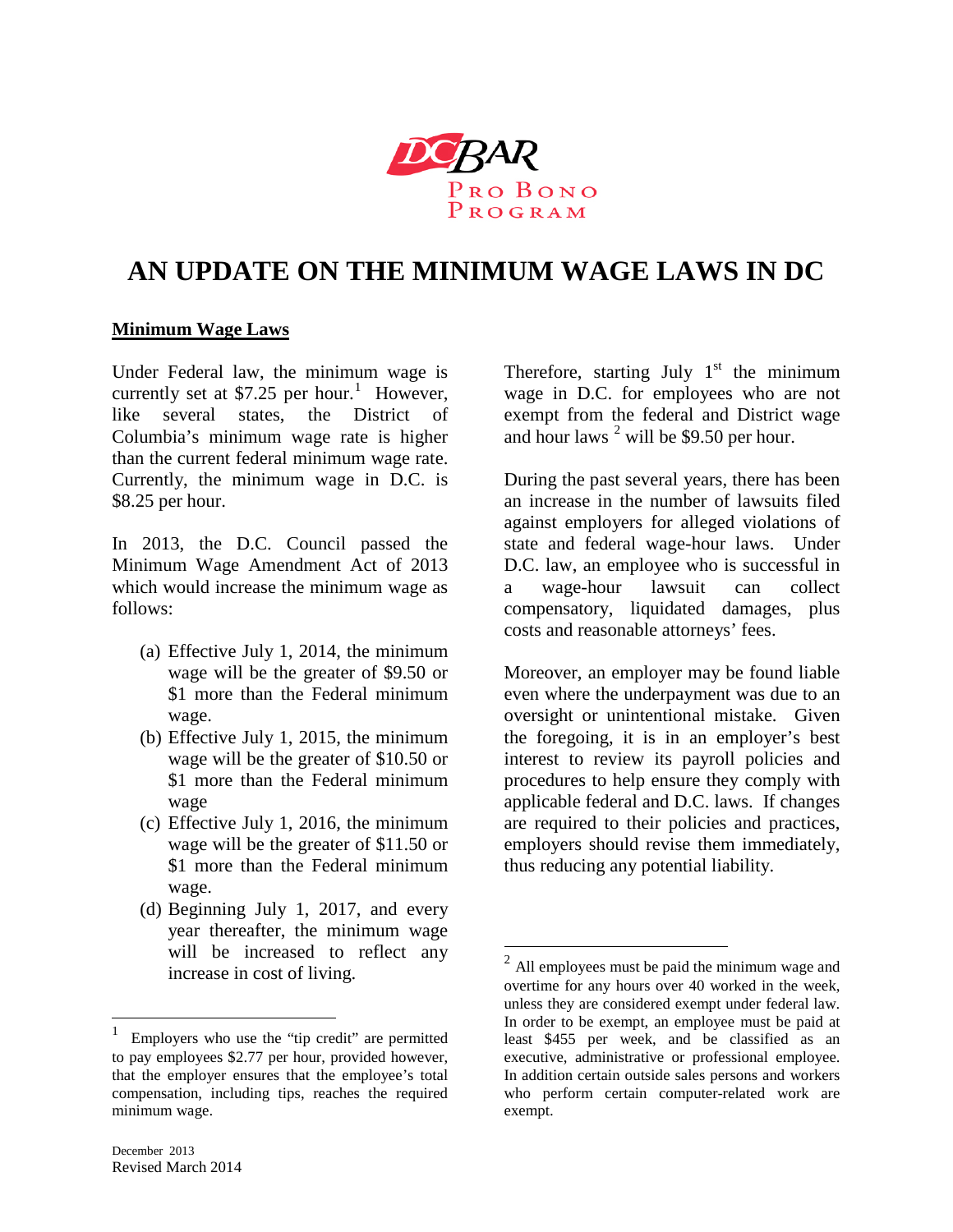DC BAR

PRO BONO PROGRAM

# AN UPDATE ON THE MINIMUM WAGE LAWS IN DC

## Minimum Wage Laws

Under Federal law, the minimum wage is currently set at $7.25 per hour.[1] However, like several states, the District of Columbia's minimum wage rate is higher than the current federal minimum wage rate. Currently, the minimum wage in D.C. is $8.25 per hour.

In 2013, the D.C. Council passed the Minimum Wage Amendment Act of 2013 which would increase the minimum wage as follows:

(a) Effective July 1, 2014, the minimum wage will be the greater of $9.50 or $1 more than the Federal minimum wage.

(b) Effective July 1, 2015, the minimum wage will be the greater of $10.50 or $1 more than the Federal minimum wage

(c) Effective July 1, 2016, the minimum wage will be the greater of $11.50 or $1 more than the Federal minimum wage.

(d) Beginning July 1, 2017, and every year thereafter, the minimum wage will be increased to reflect any increase in cost of living.

Therefore, starting July 1st the minimum wage in D.C. for employees who are not exempt from the federal and District wage and hour laws [2] will be $9.50 per hour.

During the past several years, there has been an increase in the number of lawsuits filed against employers for alleged violations of state and federal wage-hour laws. Under D.C. law, an employee who is successful in a wage-hour lawsuit can collect compensatory, liquidated damages, plus costs and reasonable attorneys' fees.

Moreover, an employer may be found liable even where the underpayment was due to an oversight or unintentional mistake. Given the foregoing, it is in an employer's best interest to review its payroll policies and procedures to help ensure they comply with applicable federal and D.C. laws. If changes are required to their policies and practices, employers should revise them immediately, thus reducing any potential liability.

---

[1] Employers who use the "tip credit" are permitted to pay employees $2.77 per hour, provided however, that the employer ensures that the employee's total compensation, including tips, reaches the required minimum wage.

[2] All employees must be paid the minimum wage and overtime for any hours over 40 worked in the week, unless they are considered exempt under federal law. In order to be exempt, an employee must be paid at least $455 per week, and be classified as an executive, administrative or professional employee. In addition certain outside sales persons and workers who perform certain computer-related work are exempt.

December 2013
Revised March 2014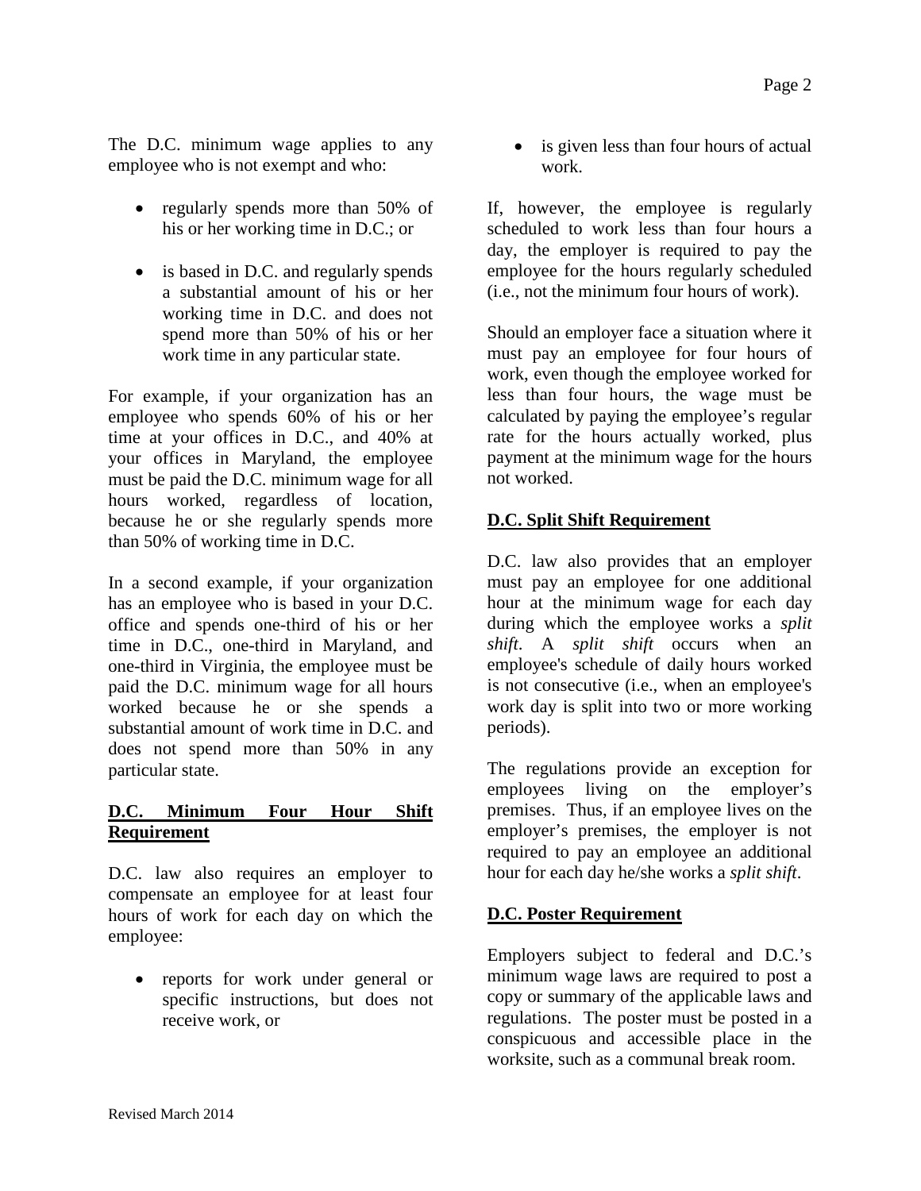The D.C. minimum wage applies to any employee who is not exempt and who:

- regularly spends more than 50% of his or her working time in D.C.; or
- is based in D.C. and regularly spends a substantial amount of his or her working time in D.C. and does not spend more than 50% of his or her work time in any particular state.

For example, if your organization has an employee who spends 60% of his or her time at your offices in D.C., and 40% at your offices in Maryland, the employee must be paid the D.C. minimum wage for all hours worked, regardless of location, because he or she regularly spends more than 50% of working time in D.C.

In a second example, if your organization has an employee who is based in your D.C. office and spends one-third of his or her time in D.C., one-third in Maryland, and one-third in Virginia, the employee must be paid the D.C. minimum wage for all hours worked because he or she spends a substantial amount of work time in D.C. and does not spend more than 50% in any particular state.

## D.C. Minimum Four Hour Shift Requirement

D.C. law also requires an employer to compensate an employee for at least four hours of work for each day on which the employee:

- reports for work under general or specific instructions, but does not receive work, or
- is given less than four hours of actual work.

If, however, the employee is regularly scheduled to work less than four hours a day, the employer is required to pay the employee for the hours regularly scheduled (i.e., not the minimum four hours of work).

Should an employer face a situation where it must pay an employee for four hours of work, even though the employee worked for less than four hours, the wage must be calculated by paying the employee's regular rate for the hours actually worked, plus payment at the minimum wage for the hours not worked.

## D.C. Split Shift Requirement

D.C. law also provides that an employer must pay an employee for one additional hour at the minimum wage for each day during which the employee works a *split shift*. A *split shift* occurs when an employee's schedule of daily hours worked is not consecutive (i.e., when an employee's work day is split into two or more working periods).

The regulations provide an exception for employees living on the employer's premises. Thus, if an employee lives on the employer's premises, the employer is not required to pay an employee an additional hour for each day he/she works a *split shift*.

## D.C. Poster Requirement

Employers subject to federal and D.C.'s minimum wage laws are required to post a copy or summary of the applicable laws and regulations. The poster must be posted in a conspicuous and accessible place in the worksite, such as a communal break room.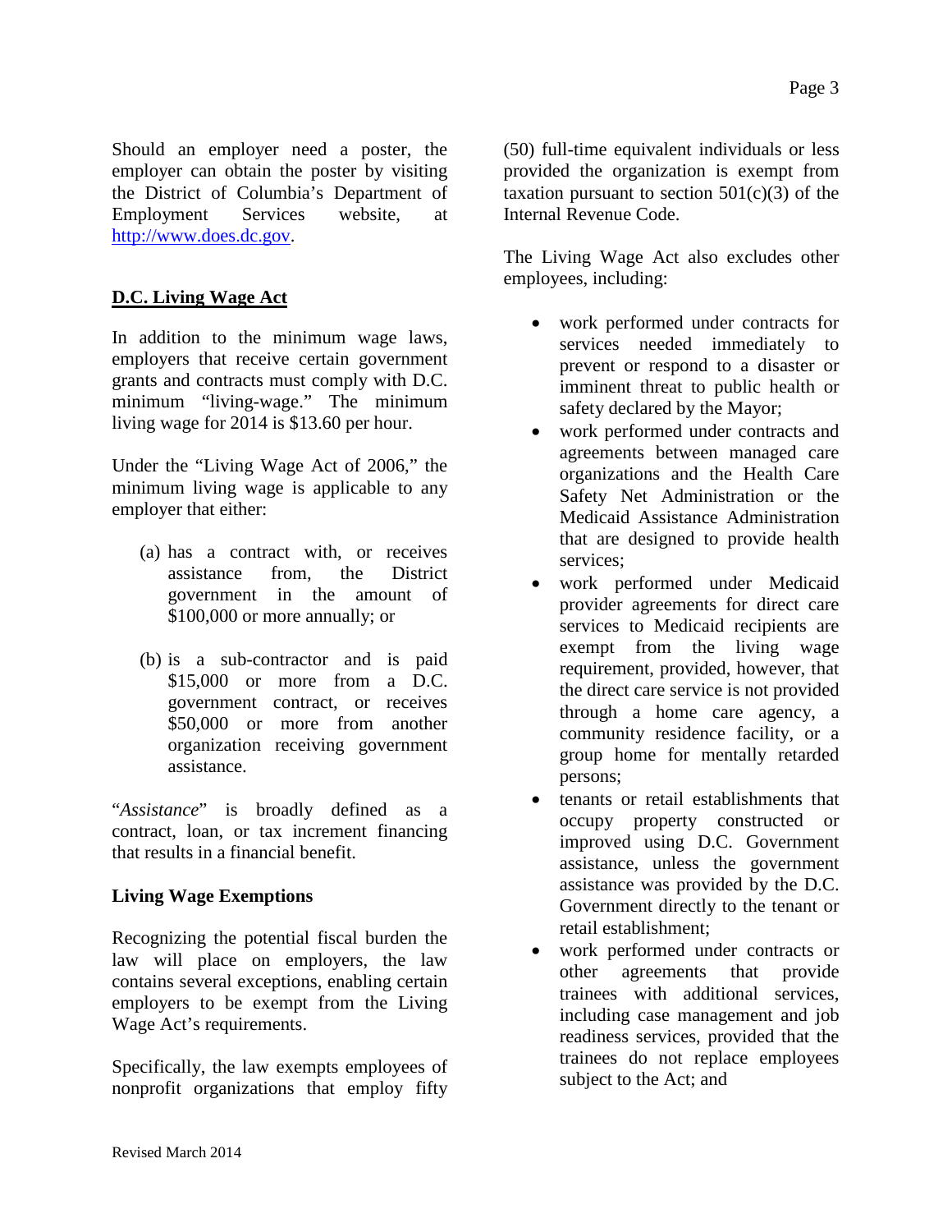Should an employer need a poster, the employer can obtain the poster by visiting the District of Columbia's Department of Employment Services website, at [http://www.does.dc.gov](http://www.does.dc.gov).

## D.C. Living Wage Act

In addition to the minimum wage laws, employers that receive certain government grants and contracts must comply with D.C. minimum "living-wage." The minimum living wage for 2014 is $13.60 per hour.

Under the "Living Wage Act of 2006," the minimum living wage is applicable to any employer that either:

(a) has a contract with, or receives assistance from, the District government in the amount of $100,000 or more annually; or

(b) is a sub-contractor and is paid $15,000 or more from a D.C. government contract, or receives $50,000 or more from another organization receiving government assistance.

"*Assistance*" is broadly defined as a contract, loan, or tax increment financing that results in a financial benefit.

### Living Wage Exemptions

Recognizing the potential fiscal burden the law will place on employers, the law contains several exceptions, enabling certain employers to be exempt from the Living Wage Act's requirements.

Specifically, the law exempts employees of nonprofit organizations that employ fifty (50) full-time equivalent individuals or less provided the organization is exempt from taxation pursuant to section 501(c)(3) of the Internal Revenue Code.

The Living Wage Act also excludes other employees, including:

- work performed under contracts for services needed immediately to prevent or respond to a disaster or imminent threat to public health or safety declared by the Mayor;
- work performed under contracts and agreements between managed care organizations and the Health Care Safety Net Administration or the Medicaid Assistance Administration that are designed to provide health services;
- work performed under Medicaid provider agreements for direct care services to Medicaid recipients are exempt from the living wage requirement, provided, however, that the direct care service is not provided through a home care agency, a community residence facility, or a group home for mentally retarded persons;
- tenants or retail establishments that occupy property constructed or improved using D.C. Government assistance, unless the government assistance was provided by the D.C. Government directly to the tenant or retail establishment;
- work performed under contracts or other agreements that provide trainees with additional services, including case management and job readiness services, provided that the trainees do not replace employees subject to the Act; and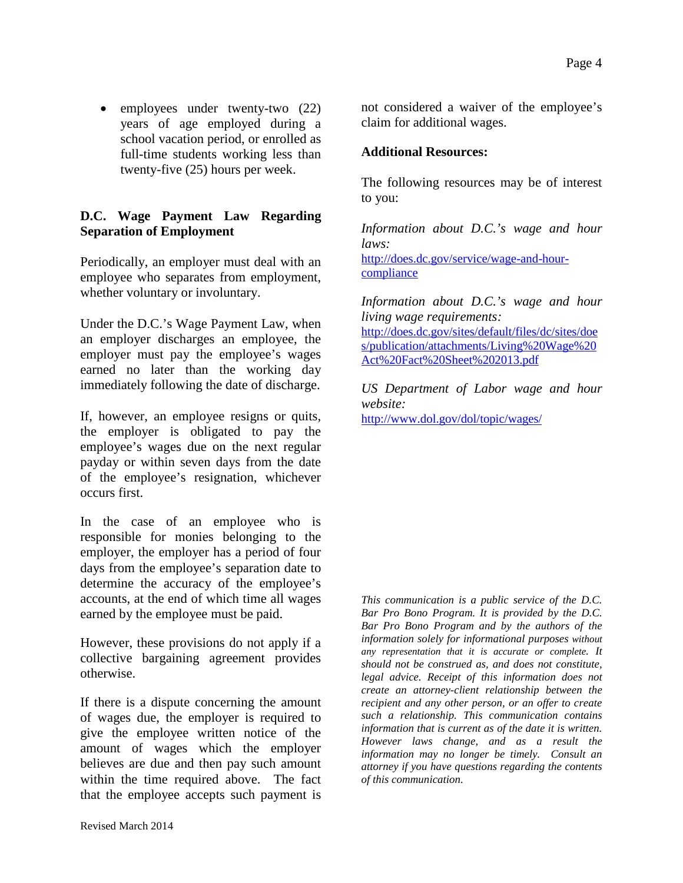- employees under twenty-two (22) years of age employed during a school vacation period, or enrolled as full-time students working less than twenty-five (25) hours per week.

**D.C. Wage Payment Law Regarding Separation of Employment**

Periodically, an employer must deal with an employee who separates from employment, whether voluntary or involuntary.

Under the D.C.'s Wage Payment Law, when an employer discharges an employee, the employer must pay the employee's wages earned no later than the working day immediately following the date of discharge.

If, however, an employee resigns or quits, the employer is obligated to pay the employee's wages due on the next regular payday or within seven days from the date of the employee's resignation, whichever occurs first.

In the case of an employee who is responsible for monies belonging to the employer, the employer has a period of four days from the employee's separation date to determine the accuracy of the employee's accounts, at the end of which time all wages earned by the employee must be paid.

However, these provisions do not apply if a collective bargaining agreement provides otherwise.

If there is a dispute concerning the amount of wages due, the employer is required to give the employee written notice of the amount of wages which the employer believes are due and then pay such amount within the time required above. The fact that the employee accepts such payment is not considered a waiver of the employee's claim for additional wages.

**Additional Resources:**

The following resources may be of interest to you:

*Information about D.C.'s wage and hour laws:*
http://does.dc.gov/service/wage-and-hour-compliance

*Information about D.C.'s wage and hour living wage requirements:*
http://does.dc.gov/sites/default/files/dc/sites/does/publication/attachments/Living%20Wage%20Act%20Fact%20Sheet%202013.pdf

*US Department of Labor wage and hour website:*
http://www.dol.gov/dol/topic/wages/

*This communication is a public service of the D.C. Bar Pro Bono Program. It is provided by the D.C. Bar Pro Bono Program and by the authors of the information solely for informational purposes without any representation that it is accurate or complete. It should not be construed as, and does not constitute, legal advice. Receipt of this information does not create an attorney-client relationship between the recipient and any other person, or an offer to create such a relationship. This communication contains information that is current as of the date it is written. However laws change, and as a result the information may no longer be timely. Consult an attorney if you have questions regarding the contents of this communication.*

Revised March 2014